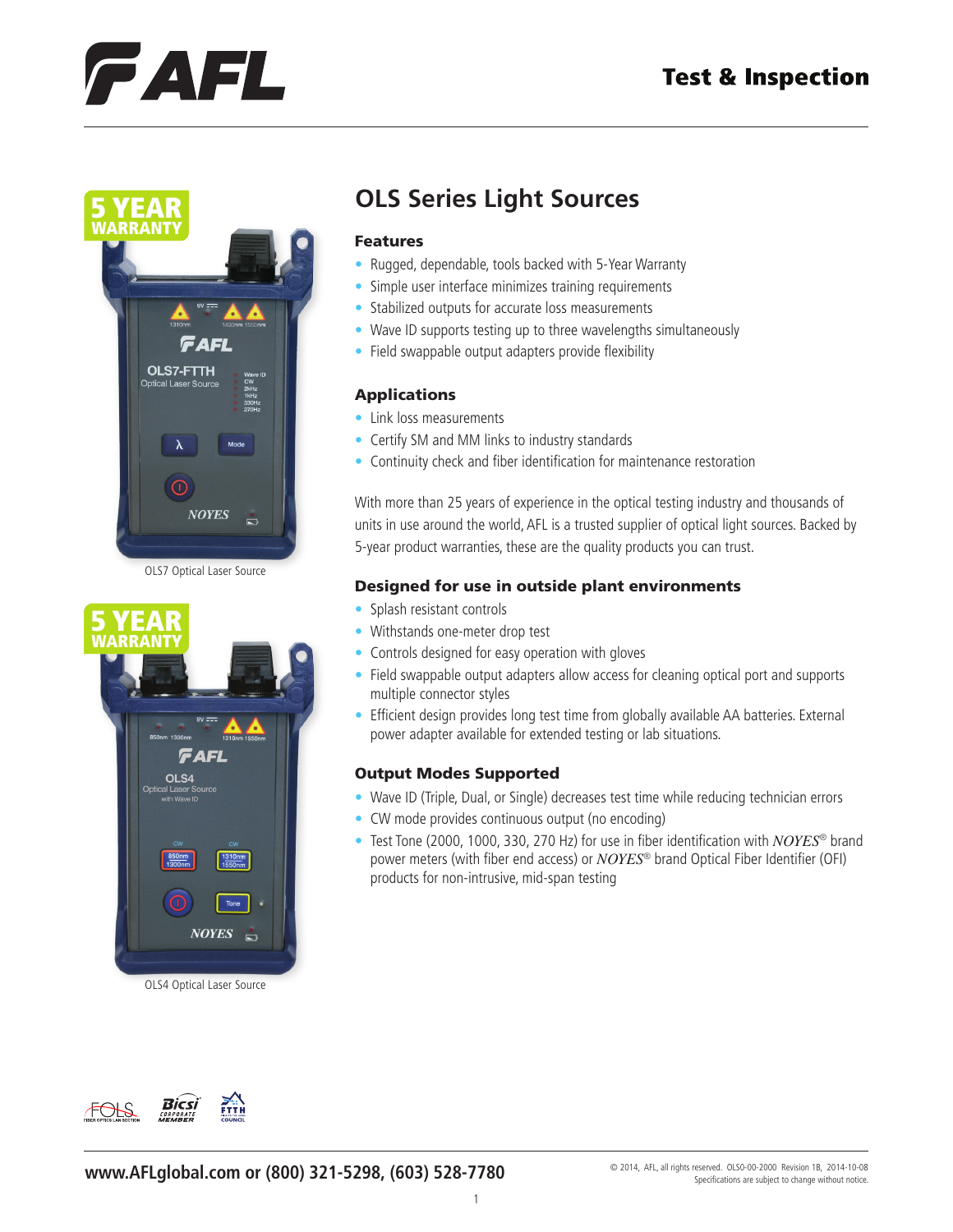# OLS Series Light Sources

OLS7 Optical Laser Source

OLS4 Optical Laser Source

## Features

- Rugged, dependable, tools backed with 5-Year Warranty
- Simple user interface minimizes training requirements
- Stabilized outputs for accurate loss measurements
- Wave ID supports testing up to three wavelengths simultaneously
- Field swappable output adapters provide flexibility

## Applications

- Link loss measurements
- Certify SM and MM links to industry standards
- Continuity check and fiber identification for maintenance restoration

With more than 25 years of experience in the optical testing industry and thousands of units in use around the world, AFL is a trusted supplier of optical light sources. Backed by 5-year product warranties, these are the quality products you can trust.

## Designed for use in outside plant environments

- Splash resistant controls
- Withstands one-meter drop test
- Controls designed for easy operation with gloves
- Field swappable output adapters allow access for cleaning optical port and supports multiple connector styles
- Efficient design provides long test time from globally available AA batteries. External power adapter available for extended testing or lab situations.

## Output Modes Supported

- Wave ID (Triple, Dual, or Single) decreases test time while reducing technician errors
- CW mode provides continuous output (no encoding)
- Test Tone (2000, 1000, 330, 270 Hz) for use in fiber identification with *NOYES*® brand power meters (with fiber end access) or *NOYES*® brand Optical Fiber Identifier (OFI) products for non-intrusive, mid-span testing

www.AFLglobal.com or (800) 321-5298, (603) 528-7780

© 2014, AFL, all rights reserved. OLS0-00-2000 Revision 1B, 2014-10-08
Specifications are subject to change without notice.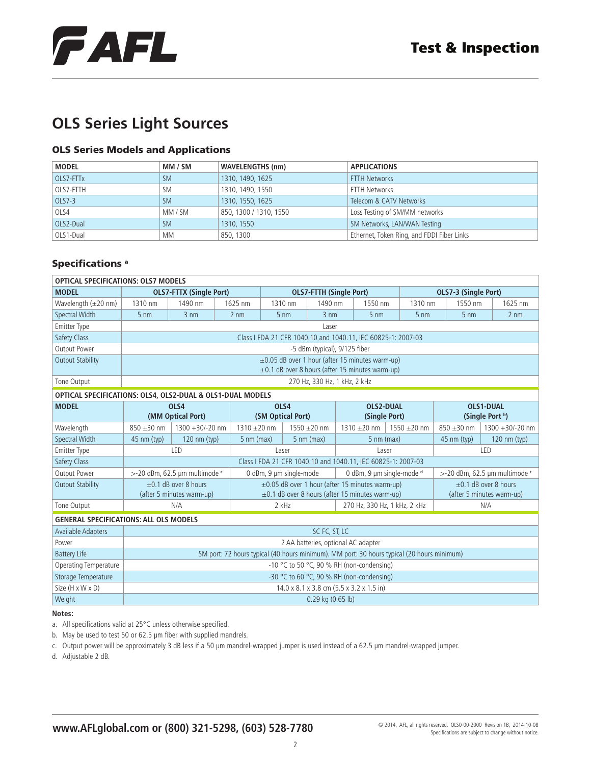# OLS Series Light Sources

## OLS Series Models and Applications

| MODEL | MM / SM | WAVELENGTHS (nm) | APPLICATIONS |
|---|---|---|---|
| OLS7-FTTx | SM | 1310, 1490, 1625 | FTTH Networks |
| OLS7-FTTH | SM | 1310, 1490, 1550 | FTTH Networks |
| OLS7-3 | SM | 1310, 1550, 1625 | Telecom & CATV Networks |
| OLS4 | MM / SM | 850, 1300 / 1310, 1550 | Loss Testing of SM/MM networks |
| OLS2-Dual | SM | 1310, 1550 | SM Networks, LAN/WAN Testing |
| OLS1-Dual | MM | 850, 1300 | Ethernet, Token Ring, and FDDI Fiber Links |

## Specifications [a]

| OPTICAL SPECIFICATIONS: OLS7 MODELS | | | | | | | | | |
|---|---|---|---|---|---|---|---|---|---|
| MODEL | OLS7-FTTX (Single Port) | | | OLS7-FTTH (Single Port) | | | OLS7-3 (Single Port) | | |
| Wavelength (±20 nm) | 1310 nm | 1490 nm | 1625 nm | 1310 nm | 1490 nm | 1550 nm | 1310 nm | 1550 nm | 1625 nm |
| Spectral Width | 5 nm | 3 nm | 2 nm | 5 nm | 3 nm | 5 nm | 5 nm | 5 nm | 2 nm |
| Emitter Type | Laser | | | | | | | | |
| Safety Class | Class I FDA 21 CFR 1040.10 and 1040.11, IEC 60825-1: 2007-03 | | | | | | | | |
| Output Power | -5 dBm (typical), 9/125 fiber | | | | | | | | |
| Output Stability | ±0.05 dB over 1 hour (after 15 minutes warm-up)<br>±0.1 dB over 8 hours (after 15 minutes warm-up) | | | | | | | | |
| Tone Output | 270 Hz, 330 Hz, 1 kHz, 2 kHz | | | | | | | | |

| OPTICAL SPECIFICATIONS: OLS4, OLS2-DUAL & OLS1-DUAL MODELS | | | | | | | | |
|---|---|---|---|---|---|---|---|---|
| MODEL | OLS4 (MM Optical Port) | | OLS4 (SM Optical Port) | | OLS2-DUAL (Single Port) | | OLS1-DUAL (Single Port [b]) | |
| Wavelength | 850 ±30 nm | 1300 +30/-20 nm | 1310 ±20 nm | 1550 ±20 nm | 1310 ±20 nm | 1550 ±20 nm | 850 ±30 nm | 1300 +30/-20 nm |
| Spectral Width | 45 nm (typ) | 120 nm (typ) | 5 nm (max) | 5 nm (max) | 5 nm (max) | | 45 nm (typ) | 120 nm (typ) |
| Emitter Type | LED | | Laser | | Laser | | LED | |
| Safety Class | Class I FDA 21 CFR 1040.10 and 1040.11, IEC 60825-1: 2007-03 | | | | | | | |
| Output Power | >-20 dBm, 62.5 µm multimode [c] | | 0 dBm, 9 µm single-mode | | 0 dBm, 9 µm single-mode [d] | | >-20 dBm, 62.5 µm multimode [c] | |
| Output Stability | ±0.1 dB over 8 hours (after 5 minutes warm-up) | | ±0.05 dB over 1 hour (after 15 minutes warm-up)<br>±0.1 dB over 8 hours (after 15 minutes warm-up) | | | | ±0.1 dB over 8 hours (after 5 minutes warm-up) | |
| Tone Output | N/A | | 2 kHz | | 270 Hz, 330 Hz, 1 kHz, 2 kHz | | N/A | |

| GENERAL SPECIFICATIONS: ALL OLS MODELS | |
|---|---|
| Available Adapters | SC FC, ST, LC |
| Power | 2 AA batteries, optional AC adapter |
| Battery Life | SM port: 72 hours typical (40 hours minimum). MM port: 30 hours typical (20 hours minimum) |
| Operating Temperature | -10 °C to 50 °C, 90 % RH (non-condensing) |
| Storage Temperature | -30 °C to 60 °C, 90 % RH (non-condensing) |
| Size (H x W x D) | 14.0 x 8.1 x 3.8 cm (5.5 x 3.2 x 1.5 in) |
| Weight | 0.29 kg (0.65 lb) |

**Notes:**

a. All specifications valid at 25°C unless otherwise specified.

b. May be used to test 50 or 62.5 µm fiber with supplied mandrels.

c. Output power will be approximately 3 dB less if a 50 µm mandrel-wrapped jumper is used instead of a 62.5 µm mandrel-wrapped jumper.

d. Adjustable 2 dB.

**www.AFLglobal.com or (800) 321-5298, (603) 528-7780**

© 2014, AFL, all rights reserved. OLS0-00-2000 Revision 1B, 2014-10-08
Specifications are subject to change without notice.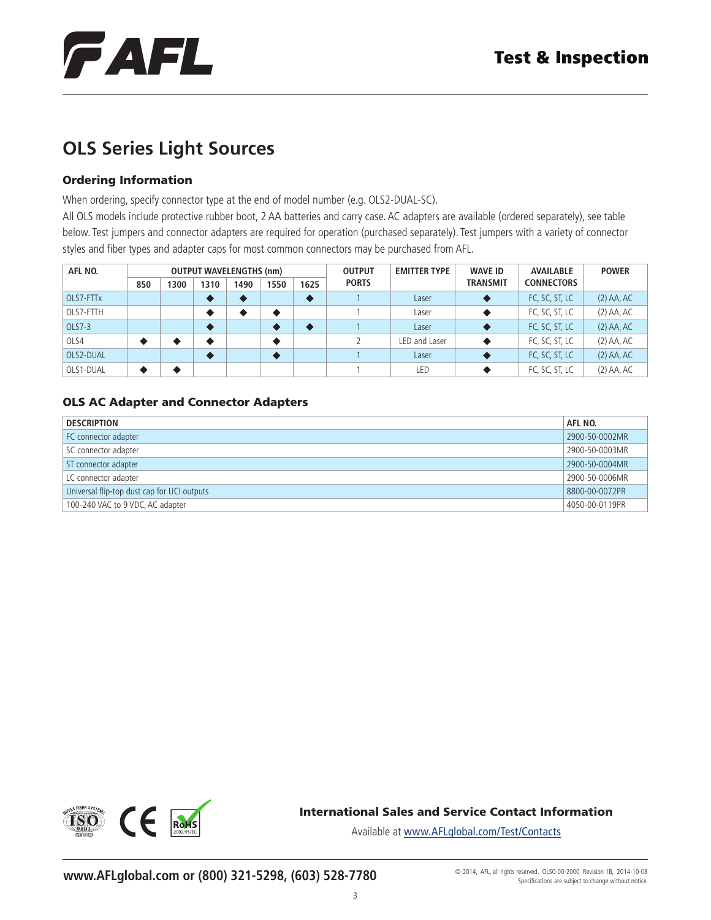# OLS Series Light Sources

### Ordering Information

When ordering, specify connector type at the end of model number (e.g. OLS2-DUAL-SC).

All OLS models include protective rubber boot, 2 AA batteries and carry case. AC adapters are available (ordered separately), see table below. Test jumpers and connector adapters are required for operation (purchased separately). Test jumpers with a variety of connector styles and fiber types and adapter caps for most common connectors may be purchased from AFL.

| AFL NO. | OUTPUT WAVELENGTHS (nm) | | | | | | OUTPUT PORTS | EMITTER TYPE | WAVE ID TRANSMIT | AVAILABLE CONNECTORS | POWER |
|---|---|---|---|---|---|---|---|---|---|---|---|
| | 850 | 1300 | 1310 | 1490 | 1550 | 1625 | | | | | |
| OLS7-FTTx | | | ◆ | ◆ | | ◆ | 1 | Laser | ◆ | FC, SC, ST, LC | (2) AA, AC |
| OLS7-FTTH | | | ◆ | ◆ | ◆ | | 1 | Laser | ◆ | FC, SC, ST, LC | (2) AA, AC |
| OLS7-3 | | | ◆ | | ◆ | ◆ | 1 | Laser | ◆ | FC, SC, ST, LC | (2) AA, AC |
| OLS4 | ◆ | ◆ | ◆ | | ◆ | | 2 | LED and Laser | ◆ | FC, SC, ST, LC | (2) AA, AC |
| OLS2-DUAL | | | ◆ | | ◆ | | 1 | Laser | ◆ | FC, SC, ST, LC | (2) AA, AC |
| OLS1-DUAL | ◆ | ◆ | | | | | 1 | LED | ◆ | FC, SC, ST, LC | (2) AA, AC |

### OLS AC Adapter and Connector Adapters

| DESCRIPTION | AFL NO. |
|---|---|
| FC connector adapter | 2900-50-0002MR |
| SC connector adapter | 2900-50-0003MR |
| ST connector adapter | 2900-50-0004MR |
| LC connector adapter | 2900-50-0006MR |
| Universal flip-top dust cap for UCI outputs | 8800-00-0072PR |
| 100-240 VAC to 9 VDC, AC adapter | 4050-00-0119PR |

**International Sales and Service Contact Information**

Available at www.AFLglobal.com/Test/Contacts

www.AFLglobal.com or (800) 321-5298, (603) 528-7780

© 2014, AFL, all rights reserved. OLS0-00-2000 Revision 1B, 2014-10-08
Specifications are subject to change without notice.